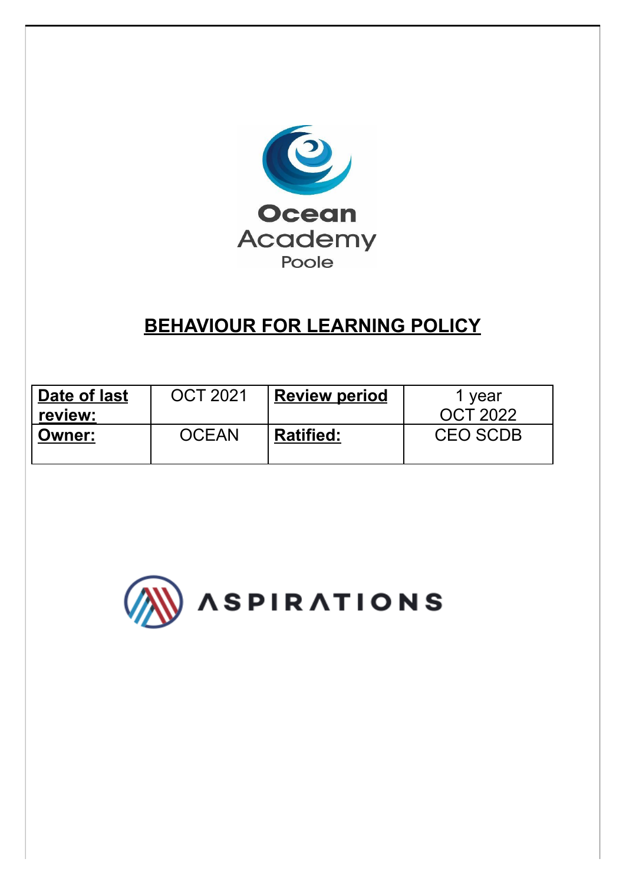Ocean Academy Poole

# BEHAVIOUR FOR LEARNING POLICY

| **Date of last review:** | OCT 2021 | **Review period** | 1 year OCT 2022 |
|---|---|---|---|
| **Owner:** | OCEAN | **Ratified:** | CEO SCDB |

ASPIRATIONS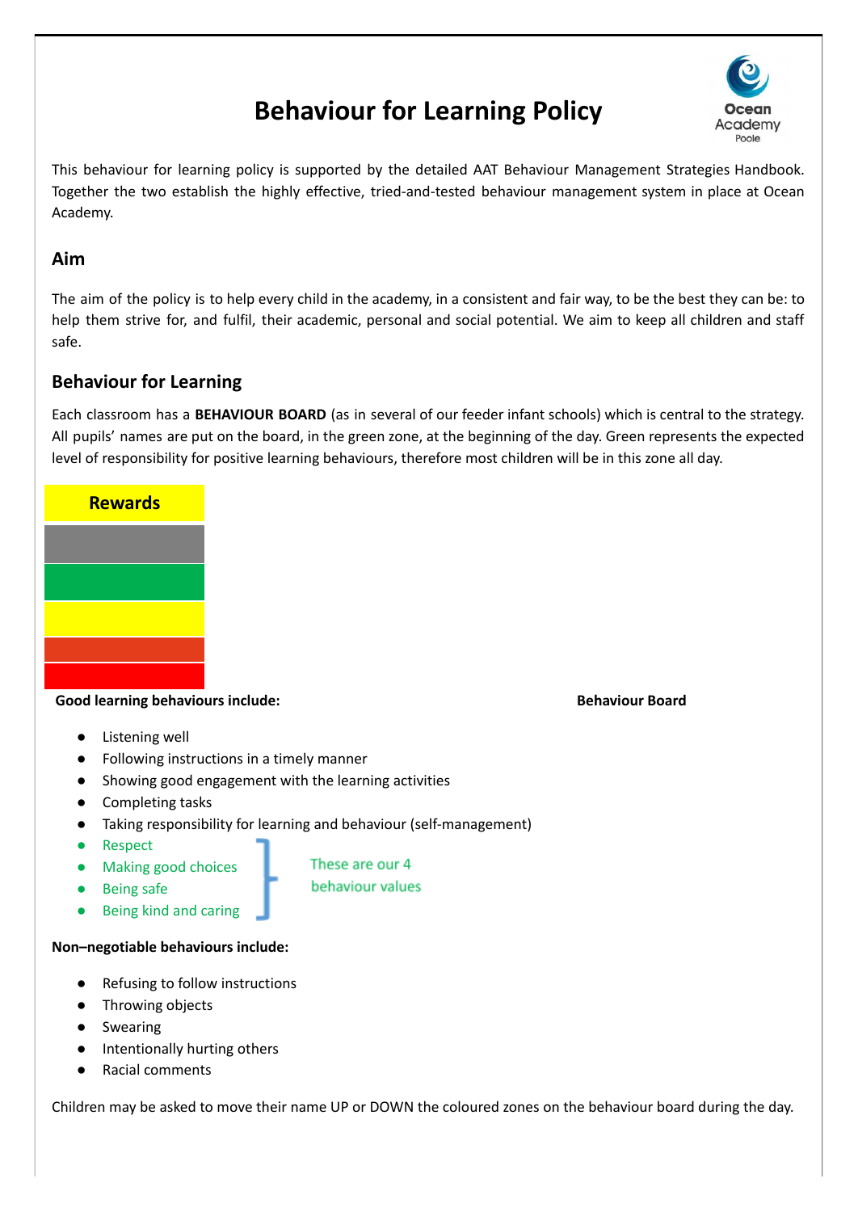# Behaviour for Learning Policy

This behaviour for learning policy is supported by the detailed AAT Behaviour Management Strategies Handbook. Together the two establish the highly effective, tried-and-tested behaviour management system in place at Ocean Academy.

## Aim

The aim of the policy is to help every child in the academy, in a consistent and fair way, to be the best they can be: to help them strive for, and fulfil, their academic, personal and social potential. We aim to keep all children and staff safe.

## Behaviour for Learning

Each classroom has a **BEHAVIOUR BOARD** (as in several of our feeder infant schools) which is central to the strategy. All pupils' names are put on the board, in the green zone, at the beginning of the day. Green represents the expected level of responsibility for positive learning behaviours, therefore most children will be in this zone all day.

| Rewards |
|---|
| |
| |
| |
| |
| |

**Behaviour Board**

**Good learning behaviours include:**

- Listening well
- Following instructions in a timely manner
- Showing good engagement with the learning activities
- Completing tasks
- Taking responsibility for learning and behaviour (self-management)
- Respect
- Making good choices
- Being safe
- Being kind and caring

These are our 4 behaviour values

**Non–negotiable behaviours include:**

- Refusing to follow instructions
- Throwing objects
- Swearing
- Intentionally hurting others
- Racial comments

Children may be asked to move their name UP or DOWN the coloured zones on the behaviour board during the day.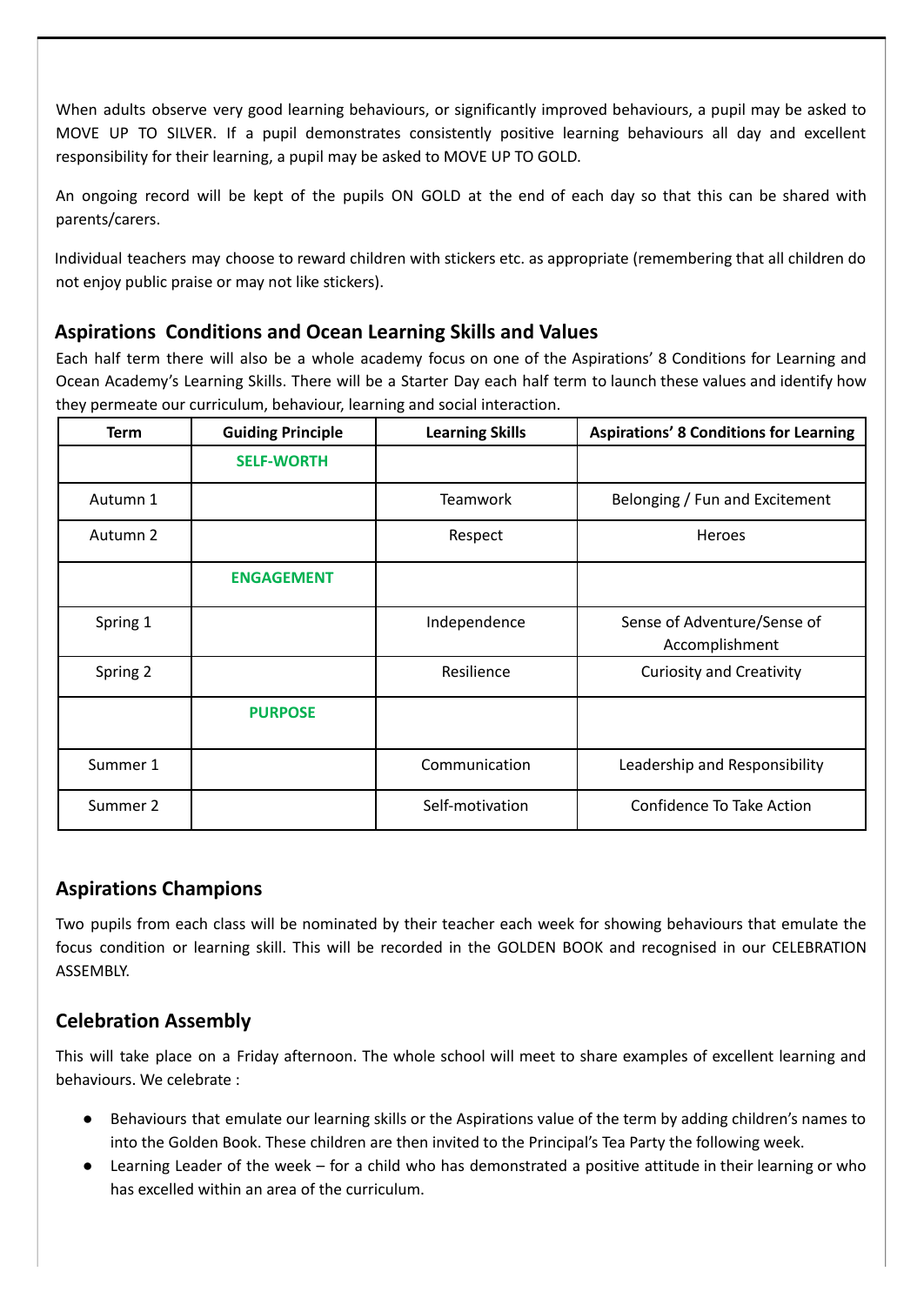When adults observe very good learning behaviours, or significantly improved behaviours, a pupil may be asked to MOVE UP TO SILVER. If a pupil demonstrates consistently positive learning behaviours all day and excellent responsibility for their learning, a pupil may be asked to MOVE UP TO GOLD.

An ongoing record will be kept of the pupils ON GOLD at the end of each day so that this can be shared with parents/carers.

Individual teachers may choose to reward children with stickers etc. as appropriate (remembering that all children do not enjoy public praise or may not like stickers).

## Aspirations  Conditions and Ocean Learning Skills and Values

Each half term there will also be a whole academy focus on one of the Aspirations' 8 Conditions for Learning and Ocean Academy's Learning Skills. There will be a Starter Day each half term to launch these values and identify how they permeate our curriculum, behaviour, learning and social interaction.

| Term | Guiding Principle | Learning Skills | Aspirations' 8 Conditions for Learning |
|---|---|---|---|
| | **SELF-WORTH** | | |
| Autumn 1 | | Teamwork | Belonging / Fun and Excitement |
| Autumn 2 | | Respect | Heroes |
| | **ENGAGEMENT** | | |
| Spring 1 | | Independence | Sense of Adventure/Sense of Accomplishment |
| Spring 2 | | Resilience | Curiosity and Creativity |
| | **PURPOSE** | | |
| Summer 1 | | Communication | Leadership and Responsibility |
| Summer 2 | | Self-motivation | Confidence To Take Action |

## Aspirations Champions

Two pupils from each class will be nominated by their teacher each week for showing behaviours that emulate the focus condition or learning skill. This will be recorded in the GOLDEN BOOK and recognised in our CELEBRATION ASSEMBLY.

## Celebration Assembly

This will take place on a Friday afternoon. The whole school will meet to share examples of excellent learning and behaviours. We celebrate :

- Behaviours that emulate our learning skills or the Aspirations value of the term by adding children's names to into the Golden Book. These children are then invited to the Principal's Tea Party the following week.
- Learning Leader of the week – for a child who has demonstrated a positive attitude in their learning or who has excelled within an area of the curriculum.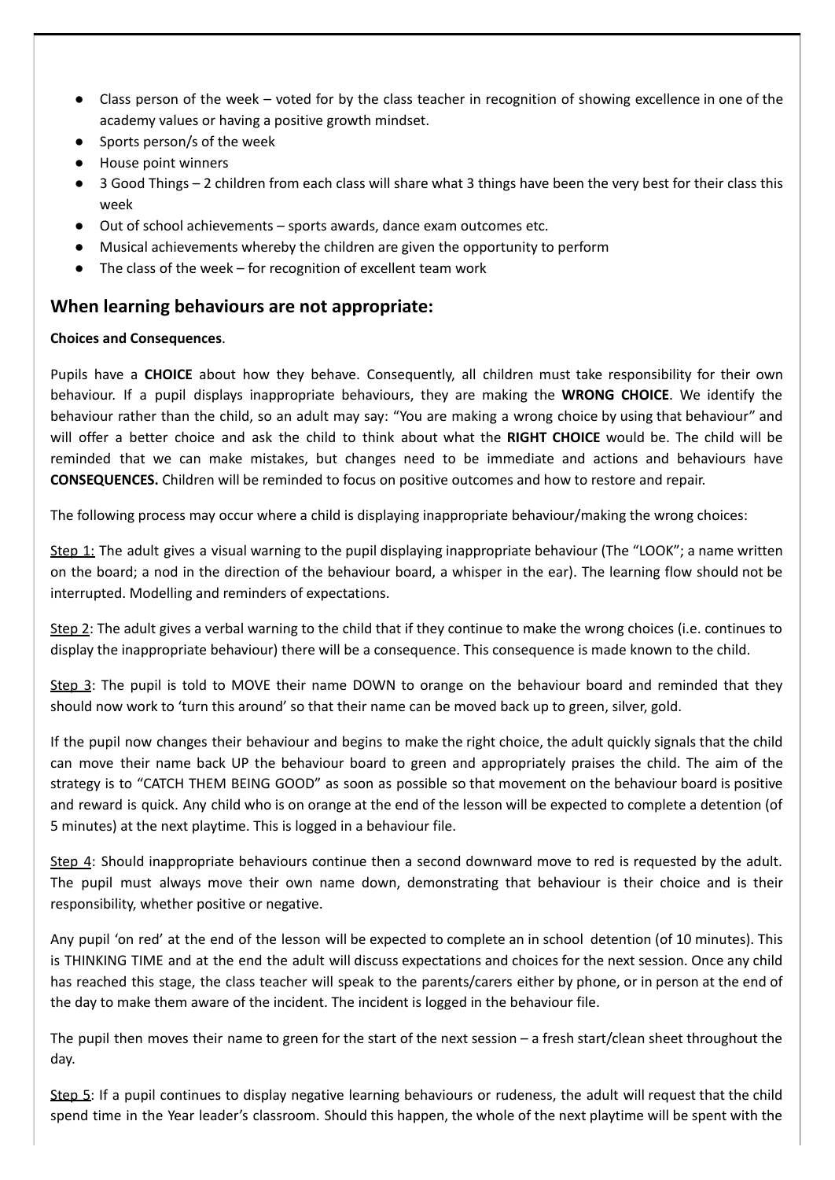- Class person of the week – voted for by the class teacher in recognition of showing excellence in one of the academy values or having a positive growth mindset.
- Sports person/s of the week
- House point winners
- 3 Good Things – 2 children from each class will share what 3 things have been the very best for their class this week
- Out of school achievements – sports awards, dance exam outcomes etc.
- Musical achievements whereby the children are given the opportunity to perform
- The class of the week – for recognition of excellent team work

## When learning behaviours are not appropriate:

**Choices and Consequences**.

Pupils have a **CHOICE** about how they behave. Consequently, all children must take responsibility for their own behaviour. If a pupil displays inappropriate behaviours, they are making the **WRONG CHOICE**. We identify the behaviour rather than the child, so an adult may say: "You are making a wrong choice by using that behaviour" and will offer a better choice and ask the child to think about what the **RIGHT CHOICE** would be. The child will be reminded that we can make mistakes, but changes need to be immediate and actions and behaviours have **CONSEQUENCES.** Children will be reminded to focus on positive outcomes and how to restore and repair.

The following process may occur where a child is displaying inappropriate behaviour/making the wrong choices:

Step 1: The adult gives a visual warning to the pupil displaying inappropriate behaviour (The "LOOK"; a name written on the board; a nod in the direction of the behaviour board, a whisper in the ear). The learning flow should not be interrupted. Modelling and reminders of expectations.

Step 2: The adult gives a verbal warning to the child that if they continue to make the wrong choices (i.e. continues to display the inappropriate behaviour) there will be a consequence. This consequence is made known to the child.

Step 3: The pupil is told to MOVE their name DOWN to orange on the behaviour board and reminded that they should now work to 'turn this around' so that their name can be moved back up to green, silver, gold.

If the pupil now changes their behaviour and begins to make the right choice, the adult quickly signals that the child can move their name back UP the behaviour board to green and appropriately praises the child. The aim of the strategy is to "CATCH THEM BEING GOOD" as soon as possible so that movement on the behaviour board is positive and reward is quick. Any child who is on orange at the end of the lesson will be expected to complete a detention (of 5 minutes) at the next playtime. This is logged in a behaviour file.

Step 4: Should inappropriate behaviours continue then a second downward move to red is requested by the adult. The pupil must always move their own name down, demonstrating that behaviour is their choice and is their responsibility, whether positive or negative.

Any pupil 'on red' at the end of the lesson will be expected to complete an in school detention (of 10 minutes). This is THINKING TIME and at the end the adult will discuss expectations and choices for the next session. Once any child has reached this stage, the class teacher will speak to the parents/carers either by phone, or in person at the end of the day to make them aware of the incident. The incident is logged in the behaviour file.

The pupil then moves their name to green for the start of the next session – a fresh start/clean sheet throughout the day.

Step 5: If a pupil continues to display negative learning behaviours or rudeness, the adult will request that the child spend time in the Year leader's classroom. Should this happen, the whole of the next playtime will be spent with the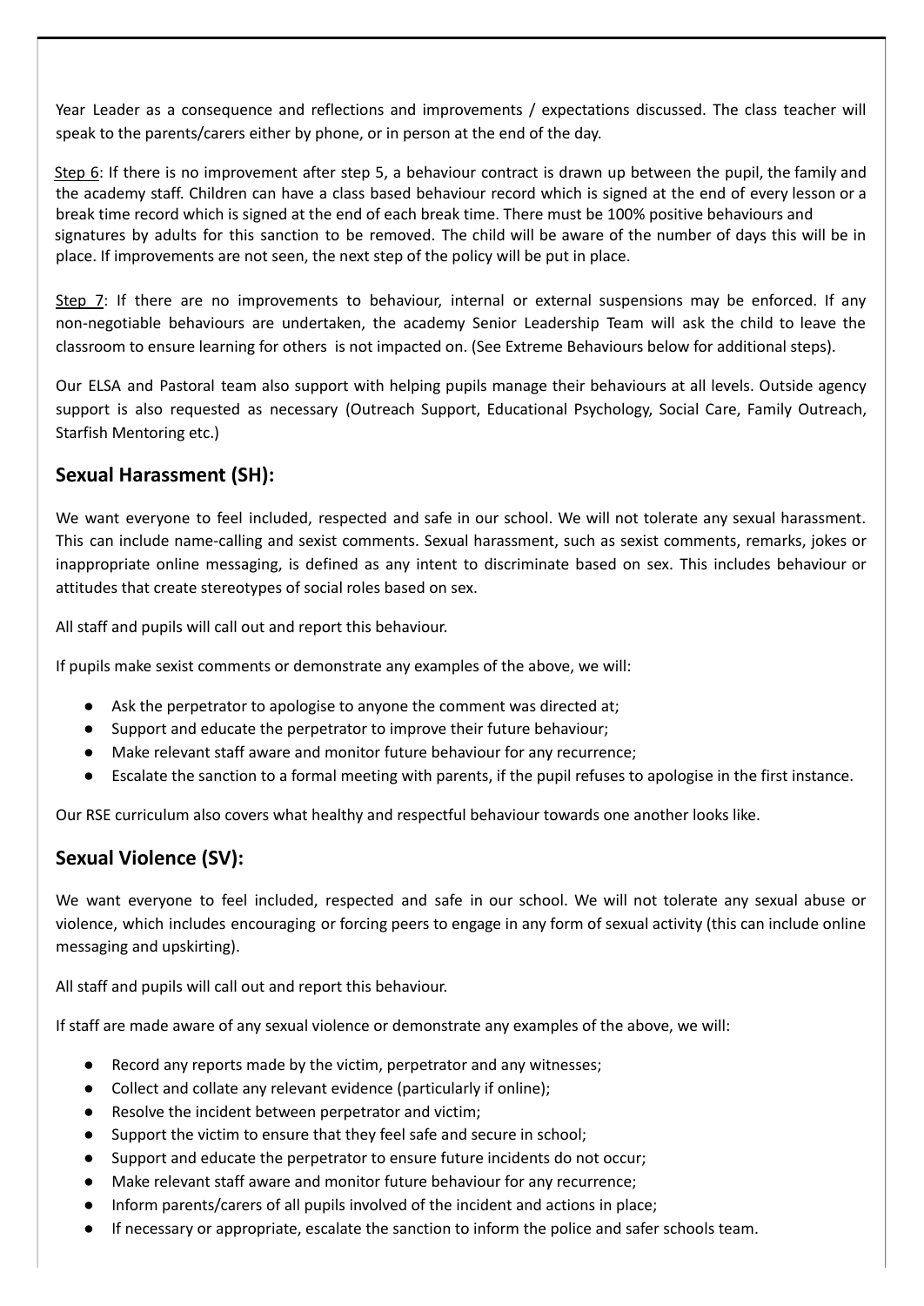Year Leader as a consequence and reflections and improvements / expectations discussed. The class teacher will speak to the parents/carers either by phone, or in person at the end of the day.

Step 6: If there is no improvement after step 5, a behaviour contract is drawn up between the pupil, the family and the academy staff. Children can have a class based behaviour record which is signed at the end of every lesson or a break time record which is signed at the end of each break time. There must be 100% positive behaviours and signatures by adults for this sanction to be removed. The child will be aware of the number of days this will be in place. If improvements are not seen, the next step of the policy will be put in place.

Step 7: If there are no improvements to behaviour, internal or external suspensions may be enforced. If any non-negotiable behaviours are undertaken, the academy Senior Leadership Team will ask the child to leave the classroom to ensure learning for others is not impacted on. (See Extreme Behaviours below for additional steps).

Our ELSA and Pastoral team also support with helping pupils manage their behaviours at all levels. Outside agency support is also requested as necessary (Outreach Support, Educational Psychology, Social Care, Family Outreach, Starfish Mentoring etc.)

## Sexual Harassment (SH):

We want everyone to feel included, respected and safe in our school. We will not tolerate any sexual harassment. This can include name-calling and sexist comments. Sexual harassment, such as sexist comments, remarks, jokes or inappropriate online messaging, is defined as any intent to discriminate based on sex. This includes behaviour or attitudes that create stereotypes of social roles based on sex.

All staff and pupils will call out and report this behaviour.

If pupils make sexist comments or demonstrate any examples of the above, we will:

- Ask the perpetrator to apologise to anyone the comment was directed at;
- Support and educate the perpetrator to improve their future behaviour;
- Make relevant staff aware and monitor future behaviour for any recurrence;
- Escalate the sanction to a formal meeting with parents, if the pupil refuses to apologise in the first instance.

Our RSE curriculum also covers what healthy and respectful behaviour towards one another looks like.

## Sexual Violence (SV):

We want everyone to feel included, respected and safe in our school. We will not tolerate any sexual abuse or violence, which includes encouraging or forcing peers to engage in any form of sexual activity (this can include online messaging and upskirting).

All staff and pupils will call out and report this behaviour.

If staff are made aware of any sexual violence or demonstrate any examples of the above, we will:

- Record any reports made by the victim, perpetrator and any witnesses;
- Collect and collate any relevant evidence (particularly if online);
- Resolve the incident between perpetrator and victim;
- Support the victim to ensure that they feel safe and secure in school;
- Support and educate the perpetrator to ensure future incidents do not occur;
- Make relevant staff aware and monitor future behaviour for any recurrence;
- Inform parents/carers of all pupils involved of the incident and actions in place;
- If necessary or appropriate, escalate the sanction to inform the police and safer schools team.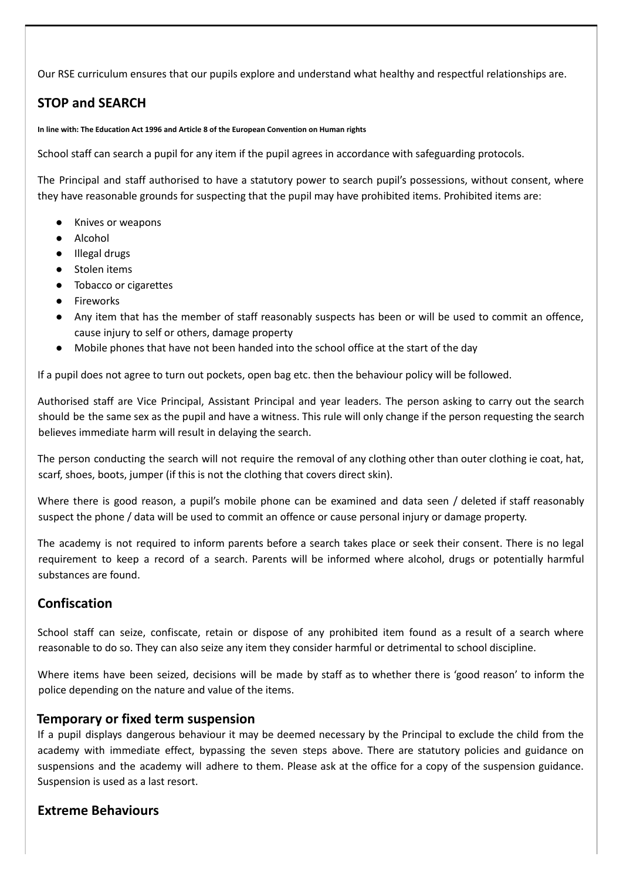Our RSE curriculum ensures that our pupils explore and understand what healthy and respectful relationships are.

## STOP and SEARCH

**In line with: The Education Act 1996 and Article 8 of the European Convention on Human rights**

School staff can search a pupil for any item if the pupil agrees in accordance with safeguarding protocols.

The Principal and staff authorised to have a statutory power to search pupil's possessions, without consent, where they have reasonable grounds for suspecting that the pupil may have prohibited items. Prohibited items are:

- Knives or weapons
- Alcohol
- Illegal drugs
- Stolen items
- Tobacco or cigarettes
- Fireworks
- Any item that has the member of staff reasonably suspects has been or will be used to commit an offence, cause injury to self or others, damage property
- Mobile phones that have not been handed into the school office at the start of the day

If a pupil does not agree to turn out pockets, open bag etc. then the behaviour policy will be followed.

Authorised staff are Vice Principal, Assistant Principal and year leaders. The person asking to carry out the search should be the same sex as the pupil and have a witness. This rule will only change if the person requesting the search believes immediate harm will result in delaying the search.

The person conducting the search will not require the removal of any clothing other than outer clothing ie coat, hat, scarf, shoes, boots, jumper (if this is not the clothing that covers direct skin).

Where there is good reason, a pupil's mobile phone can be examined and data seen / deleted if staff reasonably suspect the phone / data will be used to commit an offence or cause personal injury or damage property.

The academy is not required to inform parents before a search takes place or seek their consent. There is no legal requirement to keep a record of a search. Parents will be informed where alcohol, drugs or potentially harmful substances are found.

## Confiscation

School staff can seize, confiscate, retain or dispose of any prohibited item found as a result of a search where reasonable to do so. They can also seize any item they consider harmful or detrimental to school discipline.

Where items have been seized, decisions will be made by staff as to whether there is 'good reason' to inform the police depending on the nature and value of the items.

## Temporary or fixed term suspension

If a pupil displays dangerous behaviour it may be deemed necessary by the Principal to exclude the child from the academy with immediate effect, bypassing the seven steps above. There are statutory policies and guidance on suspensions and the academy will adhere to them. Please ask at the office for a copy of the suspension guidance. Suspension is used as a last resort.

## Extreme Behaviours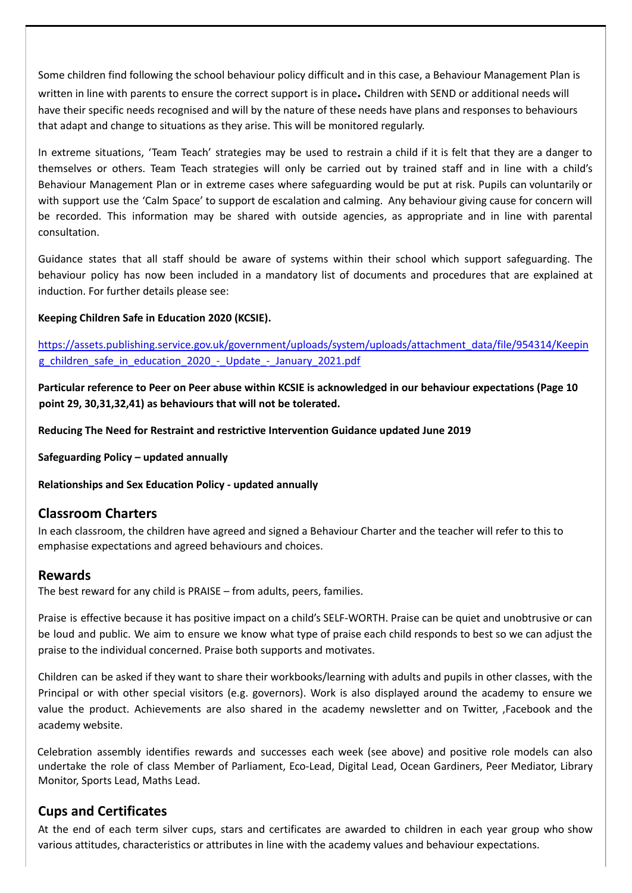Some children find following the school behaviour policy difficult and in this case, a Behaviour Management Plan is written in line with parents to ensure the correct support is in place. Children with SEND or additional needs will have their specific needs recognised and will by the nature of these needs have plans and responses to behaviours that adapt and change to situations as they arise. This will be monitored regularly.

In extreme situations, 'Team Teach' strategies may be used to restrain a child if it is felt that they are a danger to themselves or others. Team Teach strategies will only be carried out by trained staff and in line with a child's Behaviour Management Plan or in extreme cases where safeguarding would be put at risk. Pupils can voluntarily or with support use the 'Calm Space' to support de escalation and calming. Any behaviour giving cause for concern will be recorded. This information may be shared with outside agencies, as appropriate and in line with parental consultation.

Guidance states that all staff should be aware of systems within their school which support safeguarding. The behaviour policy has now been included in a mandatory list of documents and procedures that are explained at induction. For further details please see:

**Keeping Children Safe in Education 2020 (KCSIE).**

https://assets.publishing.service.gov.uk/government/uploads/system/uploads/attachment_data/file/954314/Keeping_children_safe_in_education_2020_-_Update_-_January_2021.pdf

**Particular reference to Peer on Peer abuse within KCSIE is acknowledged in our behaviour expectations (Page 10 point 29, 30,31,32,41) as behaviours that will not be tolerated.**

**Reducing The Need for Restraint and restrictive Intervention Guidance updated June 2019**

**Safeguarding Policy – updated annually**

**Relationships and Sex Education Policy - updated annually**

## Classroom Charters

In each classroom, the children have agreed and signed a Behaviour Charter and the teacher will refer to this to emphasise expectations and agreed behaviours and choices.

## Rewards

The best reward for any child is PRAISE – from adults, peers, families.

Praise is effective because it has positive impact on a child's SELF-WORTH. Praise can be quiet and unobtrusive or can be loud and public. We aim to ensure we know what type of praise each child responds to best so we can adjust the praise to the individual concerned. Praise both supports and motivates.

Children can be asked if they want to share their workbooks/learning with adults and pupils in other classes, with the Principal or with other special visitors (e.g. governors). Work is also displayed around the academy to ensure we value the product. Achievements are also shared in the academy newsletter and on Twitter, ,Facebook and the academy website.

Celebration assembly identifies rewards and successes each week (see above) and positive role models can also undertake the role of class Member of Parliament, Eco-Lead, Digital Lead, Ocean Gardiners, Peer Mediator, Library Monitor, Sports Lead, Maths Lead.

## Cups and Certificates

At the end of each term silver cups, stars and certificates are awarded to children in each year group who show various attitudes, characteristics or attributes in line with the academy values and behaviour expectations.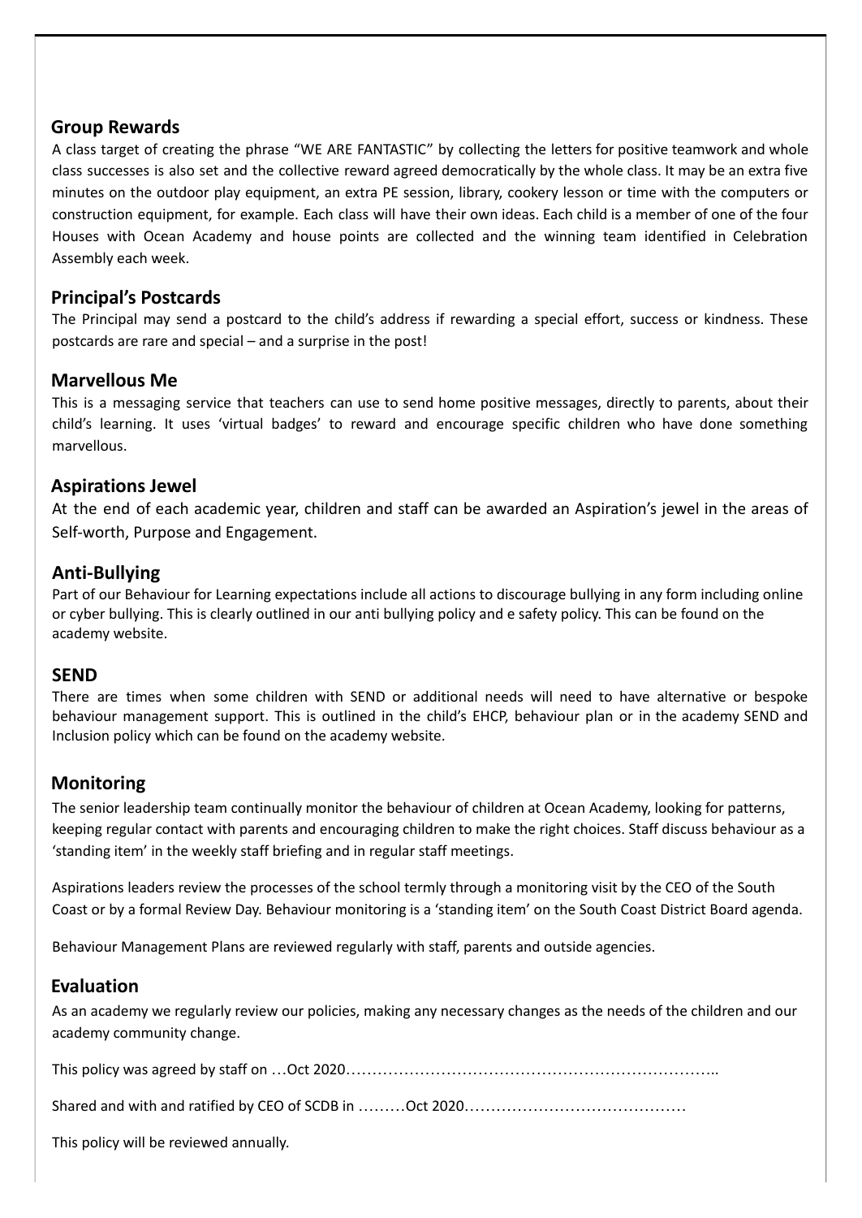## Group Rewards

A class target of creating the phrase "WE ARE FANTASTIC" by collecting the letters for positive teamwork and whole class successes is also set and the collective reward agreed democratically by the whole class. It may be an extra five minutes on the outdoor play equipment, an extra PE session, library, cookery lesson or time with the computers or construction equipment, for example. Each class will have their own ideas. Each child is a member of one of the four Houses with Ocean Academy and house points are collected and the winning team identified in Celebration Assembly each week.

## Principal's Postcards

The Principal may send a postcard to the child's address if rewarding a special effort, success or kindness. These postcards are rare and special – and a surprise in the post!

## Marvellous Me

This is a messaging service that teachers can use to send home positive messages, directly to parents, about their child's learning. It uses 'virtual badges' to reward and encourage specific children who have done something marvellous.

## Aspirations Jewel

At the end of each academic year, children and staff can be awarded an Aspiration's jewel in the areas of Self-worth, Purpose and Engagement.

## Anti-Bullying

Part of our Behaviour for Learning expectations include all actions to discourage bullying in any form including online or cyber bullying. This is clearly outlined in our anti bullying policy and e safety policy. This can be found on the academy website.

## SEND

There are times when some children with SEND or additional needs will need to have alternative or bespoke behaviour management support. This is outlined in the child's EHCP, behaviour plan or in the academy SEND and Inclusion policy which can be found on the academy website.

## Monitoring

The senior leadership team continually monitor the behaviour of children at Ocean Academy, looking for patterns, keeping regular contact with parents and encouraging children to make the right choices. Staff discuss behaviour as a 'standing item' in the weekly staff briefing and in regular staff meetings.

Aspirations leaders review the processes of the school termly through a monitoring visit by the CEO of the South Coast or by a formal Review Day. Behaviour monitoring is a 'standing item' on the South Coast District Board agenda.

Behaviour Management Plans are reviewed regularly with staff, parents and outside agencies.

## Evaluation

As an academy we regularly review our policies, making any necessary changes as the needs of the children and our academy community change.

This policy was agreed by staff on …Oct 2020………………………………………………………………..

Shared and with and ratified by CEO of SCDB in ………Oct 2020……………………………………

This policy will be reviewed annually.